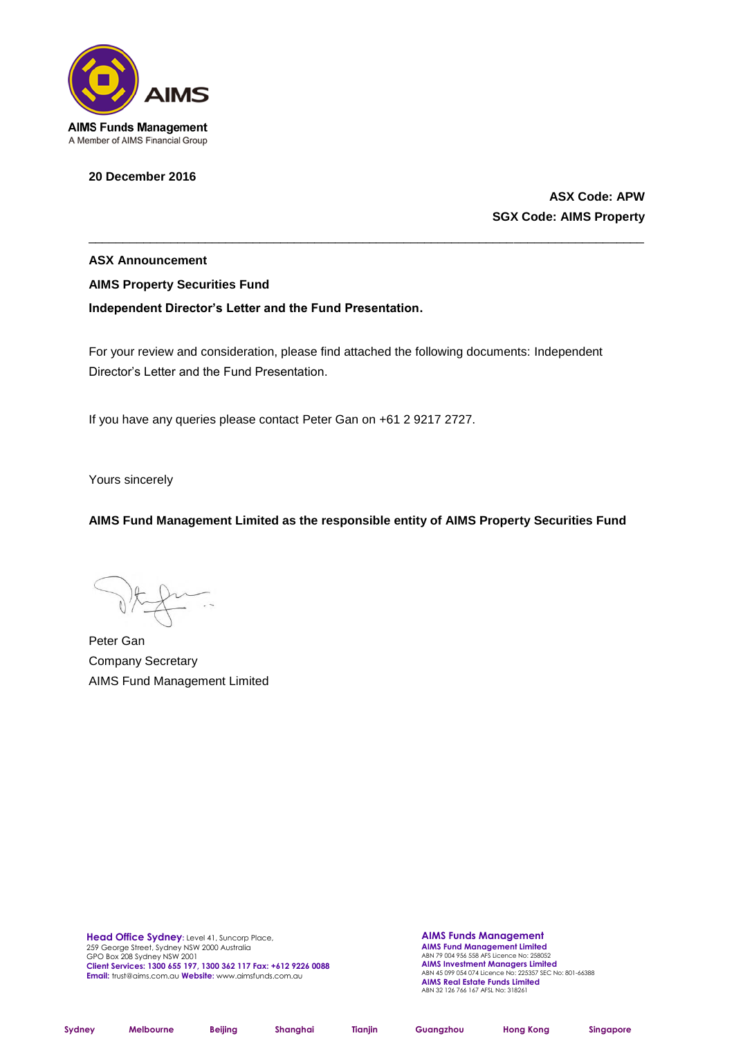**AIMS Funds Management**
A Member of AIMS Financial Group

**20 December 2016**

**ASX Code: APW**
**SGX Code: AIMS Property**

---

**ASX Announcement**

**AIMS Property Securities Fund**

**Independent Director's Letter and the Fund Presentation.**

For your review and consideration, please find attached the following documents: Independent Director's Letter and the Fund Presentation.

If you have any queries please contact Peter Gan on +61 2 9217 2727.

Yours sincerely

**AIMS Fund Management Limited as the responsible entity of AIMS Property Securities Fund**

Peter Gan
Company Secretary
AIMS Fund Management Limited

**Head Office Sydney**: Level 41, Suncorp Place,
259 George Street, Sydney NSW 2000 Australia
GPO Box 208 Sydney NSW 2001
**Client Services: 1300 655 197, 1300 362 117 Fax: +612 9226 0088**
**Email:** trust@aims.com.au **Website:** www.aimsfunds.com.au

**AIMS Funds Management**
**AIMS Fund Management Limited**
ABN 79 004 956 558 AFS Licence No: 258052
**AIMS Investment Managers Limited**
ABN 45 099 054 074 Licence No: 225357 SEC No: 801-66388
**AIMS Real Estate Funds Limited**
ABN 32 126 766 167 AFSL No: 318261

Sydney | Melbourne | Beijing | Shanghai | Tianjin | Guangzhou | Hong Kong | Singapore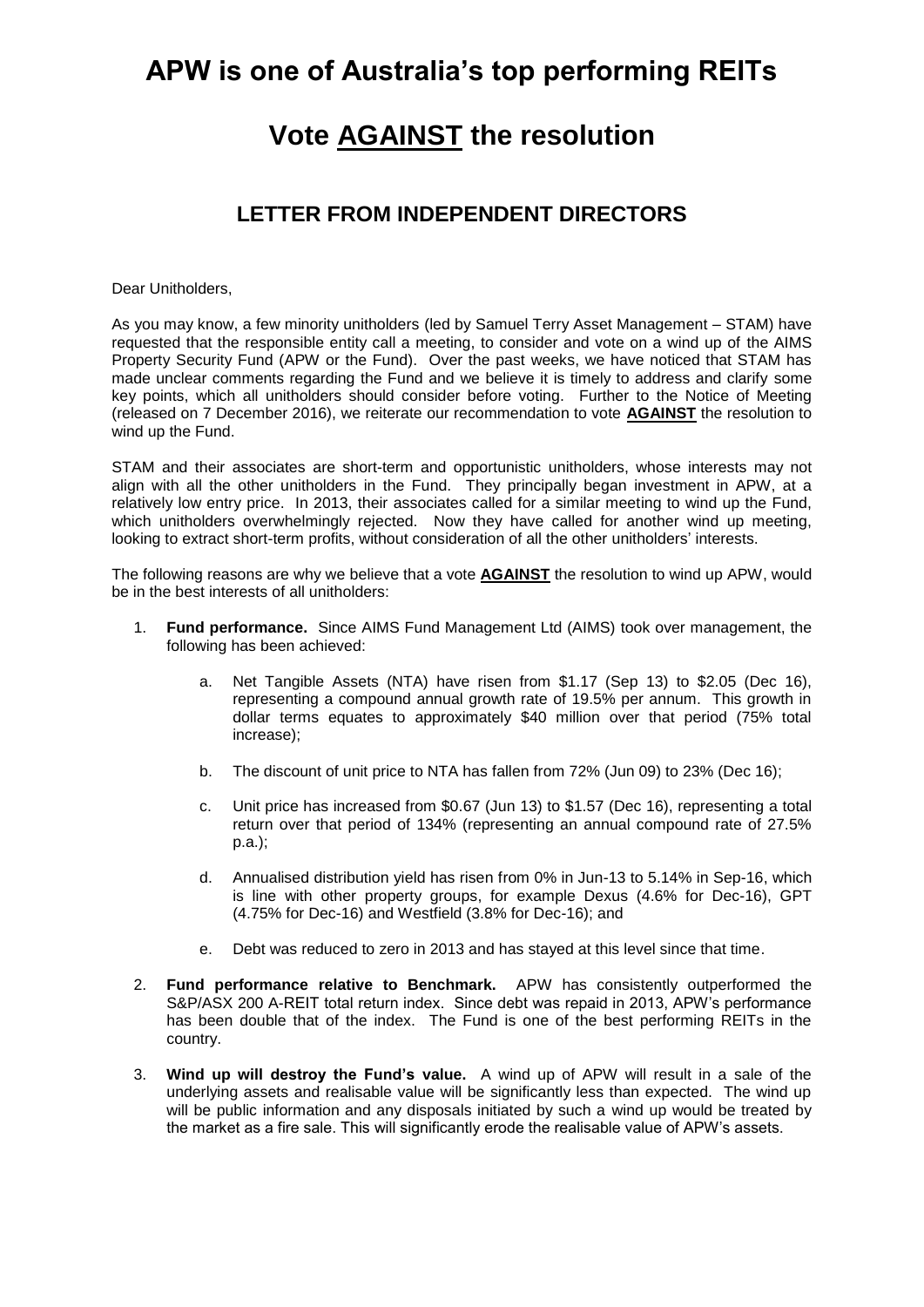# APW is one of Australia's top performing REITs

# Vote <u>AGAINST</u> the resolution

## LETTER FROM INDEPENDENT DIRECTORS

Dear Unitholders,

As you may know, a few minority unitholders (led by Samuel Terry Asset Management – STAM) have requested that the responsible entity call a meeting, to consider and vote on a wind up of the AIMS Property Security Fund (APW or the Fund). Over the past weeks, we have noticed that STAM has made unclear comments regarding the Fund and we believe it is timely to address and clarify some key points, which all unitholders should consider before voting. Further to the Notice of Meeting (released on 7 December 2016), we reiterate our recommendation to vote **<u>AGAINST</u>** the resolution to wind up the Fund.

STAM and their associates are short-term and opportunistic unitholders, whose interests may not align with all the other unitholders in the Fund. They principally began investment in APW, at a relatively low entry price. In 2013, their associates called for a similar meeting to wind up the Fund, which unitholders overwhelmingly rejected. Now they have called for another wind up meeting, looking to extract short-term profits, without consideration of all the other unitholders' interests.

The following reasons are why we believe that a vote **<u>AGAINST</u>** the resolution to wind up APW, would be in the best interests of all unitholders:

1. **Fund performance.** Since AIMS Fund Management Ltd (AIMS) took over management, the following has been achieved:

    a. Net Tangible Assets (NTA) have risen from $1.17 (Sep 13) to $2.05 (Dec 16), representing a compound annual growth rate of 19.5% per annum. This growth in dollar terms equates to approximately $40 million over that period (75% total increase);

    b. The discount of unit price to NTA has fallen from 72% (Jun 09) to 23% (Dec 16);

    c. Unit price has increased from $0.67 (Jun 13) to $1.57 (Dec 16), representing a total return over that period of 134% (representing an annual compound rate of 27.5% p.a.);

    d. Annualised distribution yield has risen from 0% in Jun-13 to 5.14% in Sep-16, which is line with other property groups, for example Dexus (4.6% for Dec-16), GPT (4.75% for Dec-16) and Westfield (3.8% for Dec-16); and

    e. Debt was reduced to zero in 2013 and has stayed at this level since that time.

2. **Fund performance relative to Benchmark.** APW has consistently outperformed the S&P/ASX 200 A-REIT total return index. Since debt was repaid in 2013, APW's performance has been double that of the index. The Fund is one of the best performing REITs in the country.

3. **Wind up will destroy the Fund's value.** A wind up of APW will result in a sale of the underlying assets and realisable value will be significantly less than expected. The wind up will be public information and any disposals initiated by such a wind up would be treated by the market as a fire sale. This will significantly erode the realisable value of APW's assets.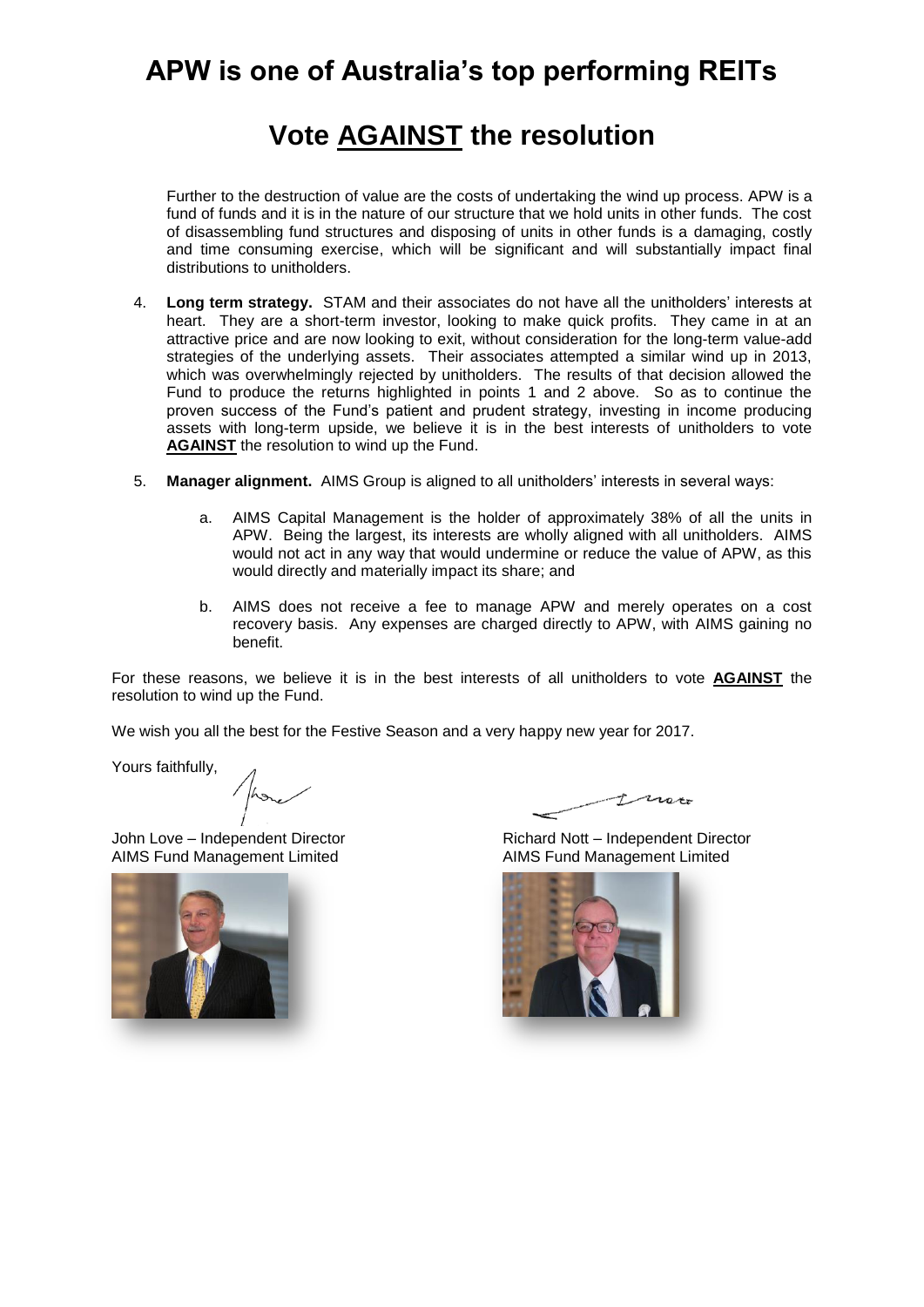# APW is one of Australia's top performing REITs

## Vote **AGAINST** the resolution

Further to the destruction of value are the costs of undertaking the wind up process. APW is a fund of funds and it is in the nature of our structure that we hold units in other funds. The cost of disassembling fund structures and disposing of units in other funds is a damaging, costly and time consuming exercise, which will be significant and will substantially impact final distributions to unitholders.

4. **Long term strategy.** STAM and their associates do not have all the unitholders' interests at heart. They are a short-term investor, looking to make quick profits. They came in at an attractive price and are now looking to exit, without consideration for the long-term value-add strategies of the underlying assets. Their associates attempted a similar wind up in 2013, which was overwhelmingly rejected by unitholders. The results of that decision allowed the Fund to produce the returns highlighted in points 1 and 2 above. So as to continue the proven success of the Fund's patient and prudent strategy, investing in income producing assets with long-term upside, we believe it is in the best interests of unitholders to vote **AGAINST** the resolution to wind up the Fund.

5. **Manager alignment.** AIMS Group is aligned to all unitholders' interests in several ways:

   a. AIMS Capital Management is the holder of approximately 38% of all the units in APW. Being the largest, its interests are wholly aligned with all unitholders. AIMS would not act in any way that would undermine or reduce the value of APW, as this would directly and materially impact its share; and

   b. AIMS does not receive a fee to manage APW and merely operates on a cost recovery basis. Any expenses are charged directly to APW, with AIMS gaining no benefit.

For these reasons, we believe it is in the best interests of all unitholders to vote **AGAINST** the resolution to wind up the Fund.

We wish you all the best for the Festive Season and a very happy new year for 2017.

Yours faithfully,

John Love – Independent Director
AIMS Fund Management Limited

Richard Nott – Independent Director
AIMS Fund Management Limited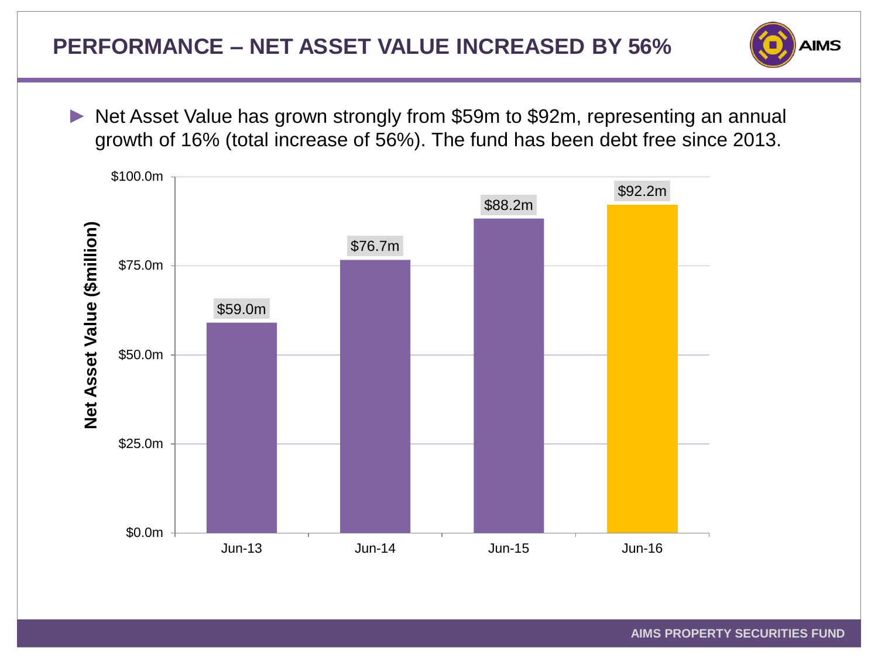# PERFORMANCE – NET ASSET VALUE INCREASED BY 56%

- Net Asset Value has grown strongly from $59m to $92m, representing an annual growth of 16% (total increase of 56%). The fund has been debt free since 2013.

| Period | Net Asset Value ($million) |
|---|---|
| Jun-13 | $59.0m |
| Jun-14 | $76.7m |
| Jun-15 | $88.2m |
| Jun-16 | $92.2m |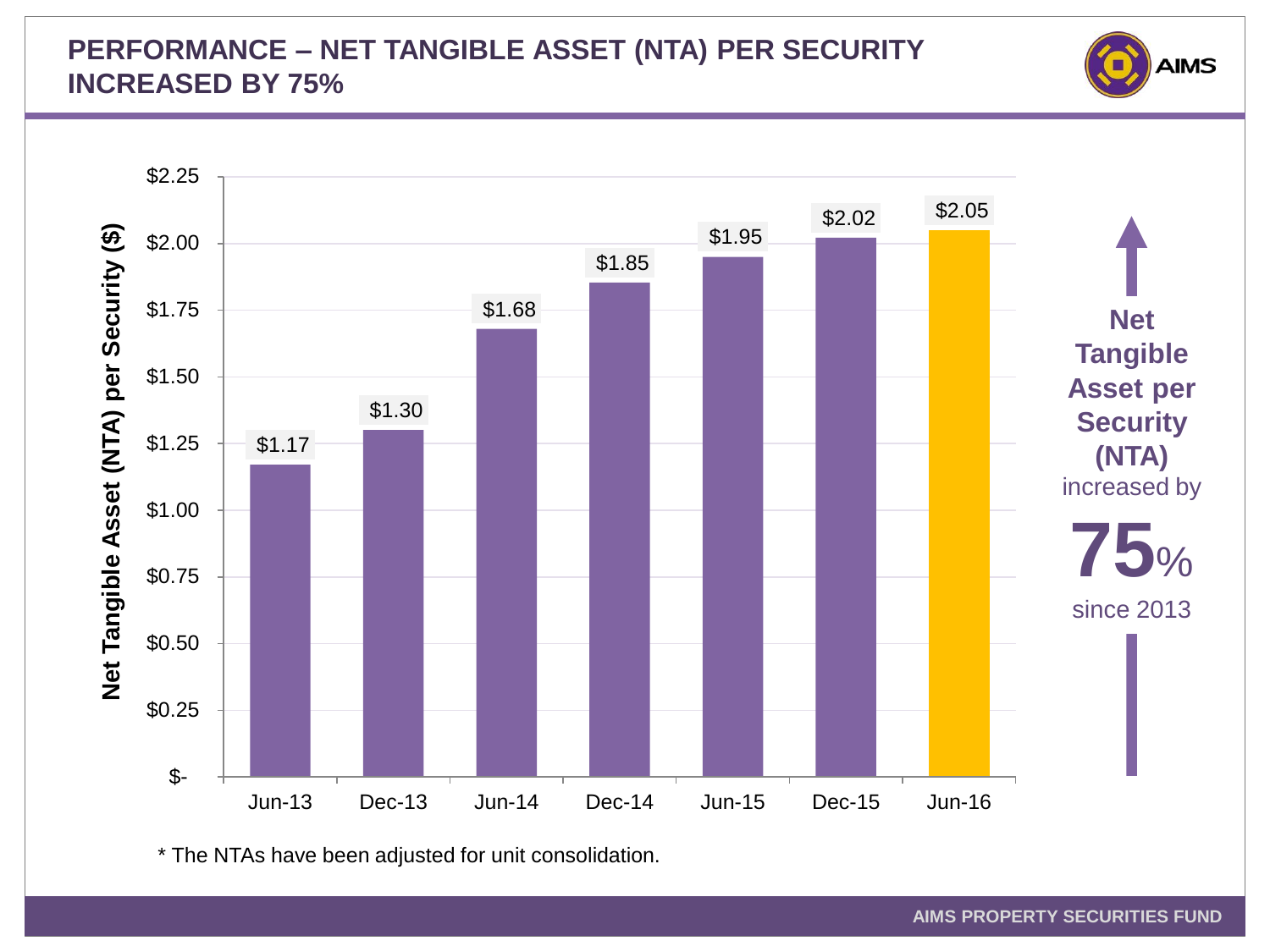# PERFORMANCE – NET TANGIBLE ASSET (NTA) PER SECURITY INCREASED BY 75%

| Period | Net Tangible Asset (NTA) per Security ($) |
|---|---|
| Jun-13 | $1.17 |
| Dec-13 | $1.30 |
| Jun-14 | $1.68 |
| Dec-14 | $1.85 |
| Jun-15 | $1.95 |
| Dec-15 | $2.02 |
| Jun-16 | $2.05 |

**Net Tangible Asset per Security (NTA)** increased by **75%** since 2013

* The NTAs have been adjusted for unit consolidation.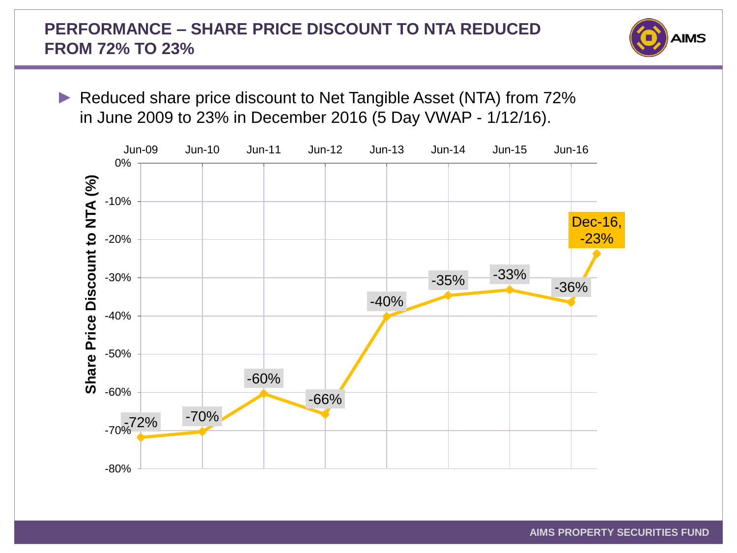# PERFORMANCE – SHARE PRICE DISCOUNT TO NTA REDUCED FROM 72% TO 23%

- Reduced share price discount to Net Tangible Asset (NTA) from 72% in June 2009 to 23% in December 2016 (5 Day VWAP - 1/12/16).

| Date | Share Price Discount to NTA (%) |
|---|---|
| Jun-09 | -72% |
| Jun-10 | -70% |
| Jun-11 | -60% |
| Jun-12 | -66% |
| Jun-13 | -40% |
| Jun-14 | -35% |
| Jun-15 | -33% |
| Jun-16 | -36% |
| Dec-16 | -23% |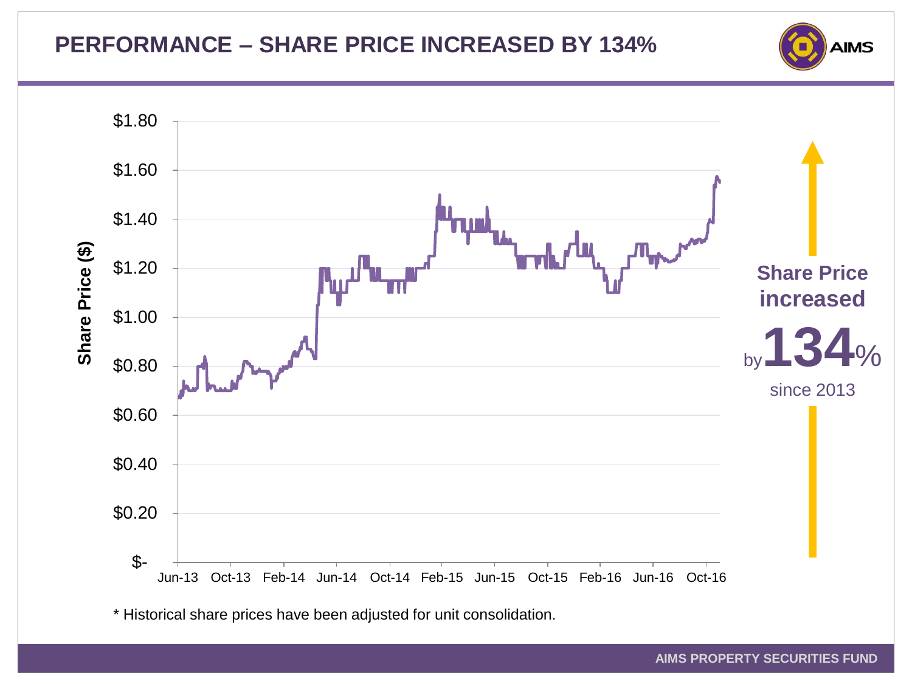# PERFORMANCE – SHARE PRICE INCREASED BY 134%

Share Price ($)

$1.80
$1.60
$1.40
$1.20
$1.00
$0.80
$0.60
$0.40
$0.20
$-

Jun-13 Oct-13 Feb-14 Jun-14 Oct-14 Feb-15 Jun-15 Oct-15 Feb-16 Jun-16 Oct-16

**Share Price increased** by **134%** since 2013

\* Historical share prices have been adjusted for unit consolidation.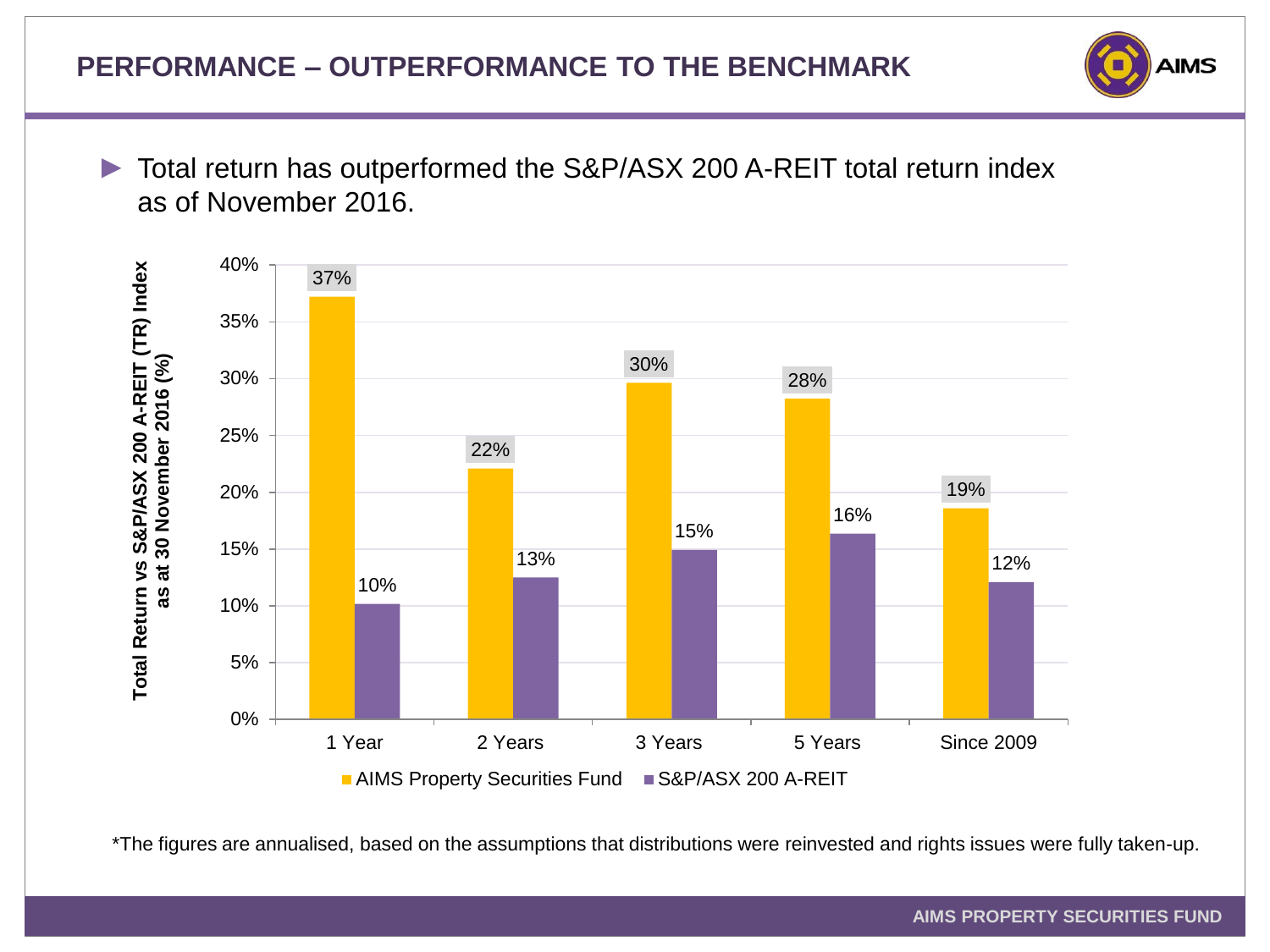# PERFORMANCE – OUTPERFORMANCE TO THE BENCHMARK

- Total return has outperformed the S&P/ASX 200 A-REIT total return index as of November 2016.

Total Return vs S&P/ASX 200 A-REIT (TR) Index as at 30 November 2016 (%)

| | AIMS Property Securities Fund | S&P/ASX 200 A-REIT |
|---|---|---|
| 1 Year | 37% | 10% |
| 2 Years | 22% | 13% |
| 3 Years | 30% | 15% |
| 5 Years | 28% | 16% |
| Since 2009 | 19% | 12% |

*The figures are annualised, based on the assumptions that distributions were reinvested and rights issues were fully taken-up.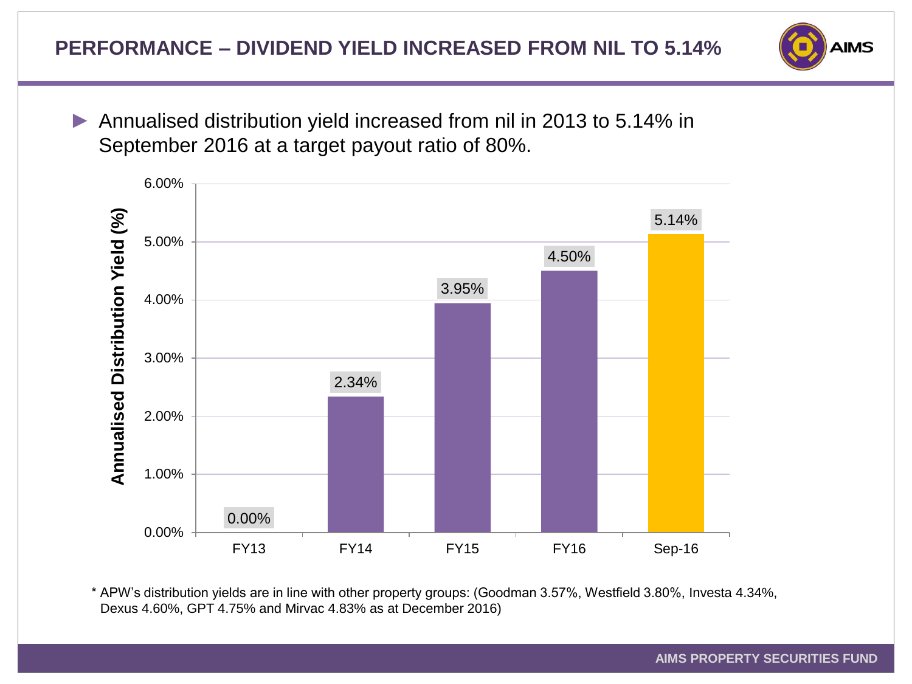# PERFORMANCE – DIVIDEND YIELD INCREASED FROM NIL TO 5.14%

- Annualised distribution yield increased from nil in 2013 to 5.14% in September 2016 at a target payout ratio of 80%.

Annualised Distribution Yield (%)

6.00%
5.00%
4.00%
3.00%
2.00%
1.00%
0.00%

0.00%
2.34%
3.95%
4.50%
5.14%

FY13
FY14
FY15
FY16
Sep-16

* APW's distribution yields are in line with other property groups: (Goodman 3.57%, Westfield 3.80%, Investa 4.34%, Dexus 4.60%, GPT 4.75% and Mirvac 4.83% as at December 2016)